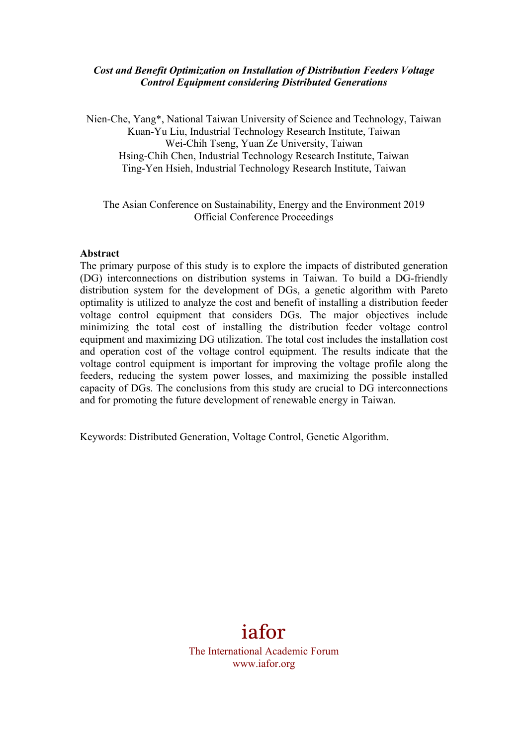***Cost and Benefit Optimization on Installation of Distribution Feeders Voltage Control Equipment considering Distributed Generations***

Nien-Che, Yang*, National Taiwan University of Science and Technology, Taiwan
Kuan-Yu Liu, Industrial Technology Research Institute, Taiwan
Wei-Chih Tseng, Yuan Ze University, Taiwan
Hsing-Chih Chen, Industrial Technology Research Institute, Taiwan
Ting-Yen Hsieh, Industrial Technology Research Institute, Taiwan

The Asian Conference on Sustainability, Energy and the Environment 2019
Official Conference Proceedings

**Abstract**

The primary purpose of this study is to explore the impacts of distributed generation (DG) interconnections on distribution systems in Taiwan. To build a DG-friendly distribution system for the development of DGs, a genetic algorithm with Pareto optimality is utilized to analyze the cost and benefit of installing a distribution feeder voltage control equipment that considers DGs. The major objectives include minimizing the total cost of installing the distribution feeder voltage control equipment and maximizing DG utilization. The total cost includes the installation cost and operation cost of the voltage control equipment. The results indicate that the voltage control equipment is important for improving the voltage profile along the feeders, reducing the system power losses, and maximizing the possible installed capacity of DGs. The conclusions from this study are crucial to DG interconnections and for promoting the future development of renewable energy in Taiwan.

Keywords: Distributed Generation, Voltage Control, Genetic Algorithm.

iafor
The International Academic Forum
www.iafor.org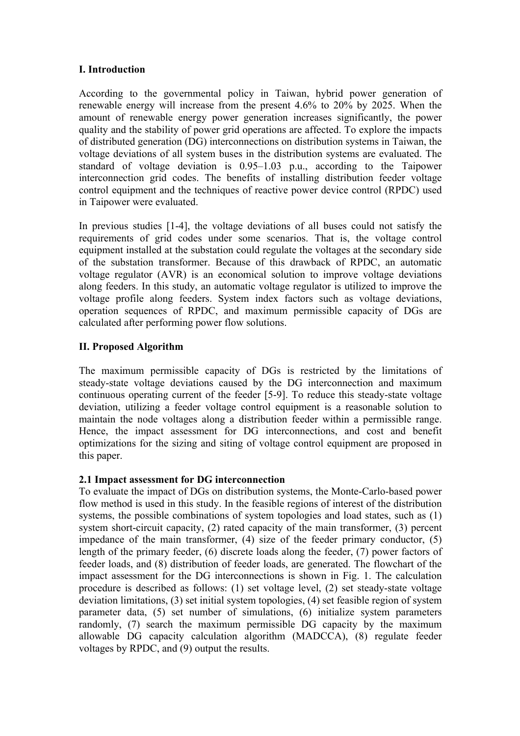## I. Introduction

According to the governmental policy in Taiwan, hybrid power generation of renewable energy will increase from the present 4.6% to 20% by 2025. When the amount of renewable energy power generation increases significantly, the power quality and the stability of power grid operations are affected. To explore the impacts of distributed generation (DG) interconnections on distribution systems in Taiwan, the voltage deviations of all system buses in the distribution systems are evaluated. The standard of voltage deviation is 0.95–1.03 p.u., according to the Taipower interconnection grid codes. The benefits of installing distribution feeder voltage control equipment and the techniques of reactive power device control (RPDC) used in Taipower were evaluated.

In previous studies [1-4], the voltage deviations of all buses could not satisfy the requirements of grid codes under some scenarios. That is, the voltage control equipment installed at the substation could regulate the voltages at the secondary side of the substation transformer. Because of this drawback of RPDC, an automatic voltage regulator (AVR) is an economical solution to improve voltage deviations along feeders. In this study, an automatic voltage regulator is utilized to improve the voltage profile along feeders. System index factors such as voltage deviations, operation sequences of RPDC, and maximum permissible capacity of DGs are calculated after performing power flow solutions.

## II. Proposed Algorithm

The maximum permissible capacity of DGs is restricted by the limitations of steady-state voltage deviations caused by the DG interconnection and maximum continuous operating current of the feeder [5-9]. To reduce this steady-state voltage deviation, utilizing a feeder voltage control equipment is a reasonable solution to maintain the node voltages along a distribution feeder within a permissible range. Hence, the impact assessment for DG interconnections, and cost and benefit optimizations for the sizing and siting of voltage control equipment are proposed in this paper.

### 2.1 Impact assessment for DG interconnection

To evaluate the impact of DGs on distribution systems, the Monte-Carlo-based power flow method is used in this study. In the feasible regions of interest of the distribution systems, the possible combinations of system topologies and load states, such as (1) system short-circuit capacity, (2) rated capacity of the main transformer, (3) percent impedance of the main transformer, (4) size of the feeder primary conductor, (5) length of the primary feeder, (6) discrete loads along the feeder, (7) power factors of feeder loads, and (8) distribution of feeder loads, are generated. The flowchart of the impact assessment for the DG interconnections is shown in Fig. 1. The calculation procedure is described as follows: (1) set voltage level, (2) set steady-state voltage deviation limitations, (3) set initial system topologies, (4) set feasible region of system parameter data, (5) set number of simulations, (6) initialize system parameters randomly, (7) search the maximum permissible DG capacity by the maximum allowable DG capacity calculation algorithm (MADCCA), (8) regulate feeder voltages by RPDC, and (9) output the results.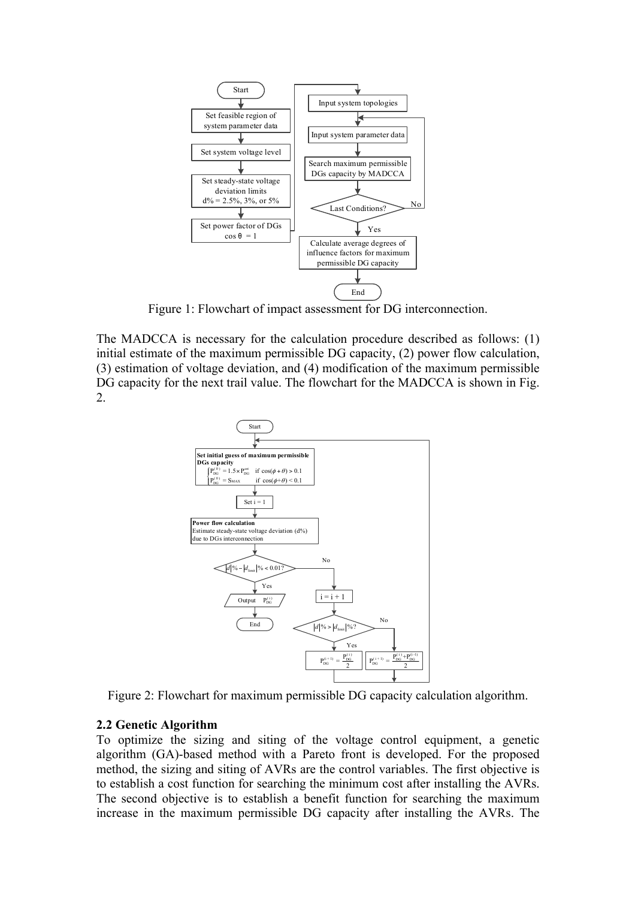Figure 1: Flowchart of impact assessment for DG interconnection.

The MADCCA is necessary for the calculation procedure described as follows: (1) initial estimate of the maximum permissible DG capacity, (2) power flow calculation, (3) estimation of voltage deviation, and (4) modification of the maximum permissible DG capacity for the next trail value. The flowchart for the MADCCA is shown in Fig. 2.

Figure 2: Flowchart for maximum permissible DG capacity calculation algorithm.

## 2.2 Genetic Algorithm

To optimize the sizing and siting of the voltage control equipment, a genetic algorithm (GA)-based method with a Pareto front is developed. For the proposed method, the sizing and siting of AVRs are the control variables. The first objective is to establish a cost function for searching the minimum cost after installing the AVRs. The second objective is to establish a benefit function for searching the maximum increase in the maximum permissible DG capacity after installing the AVRs. The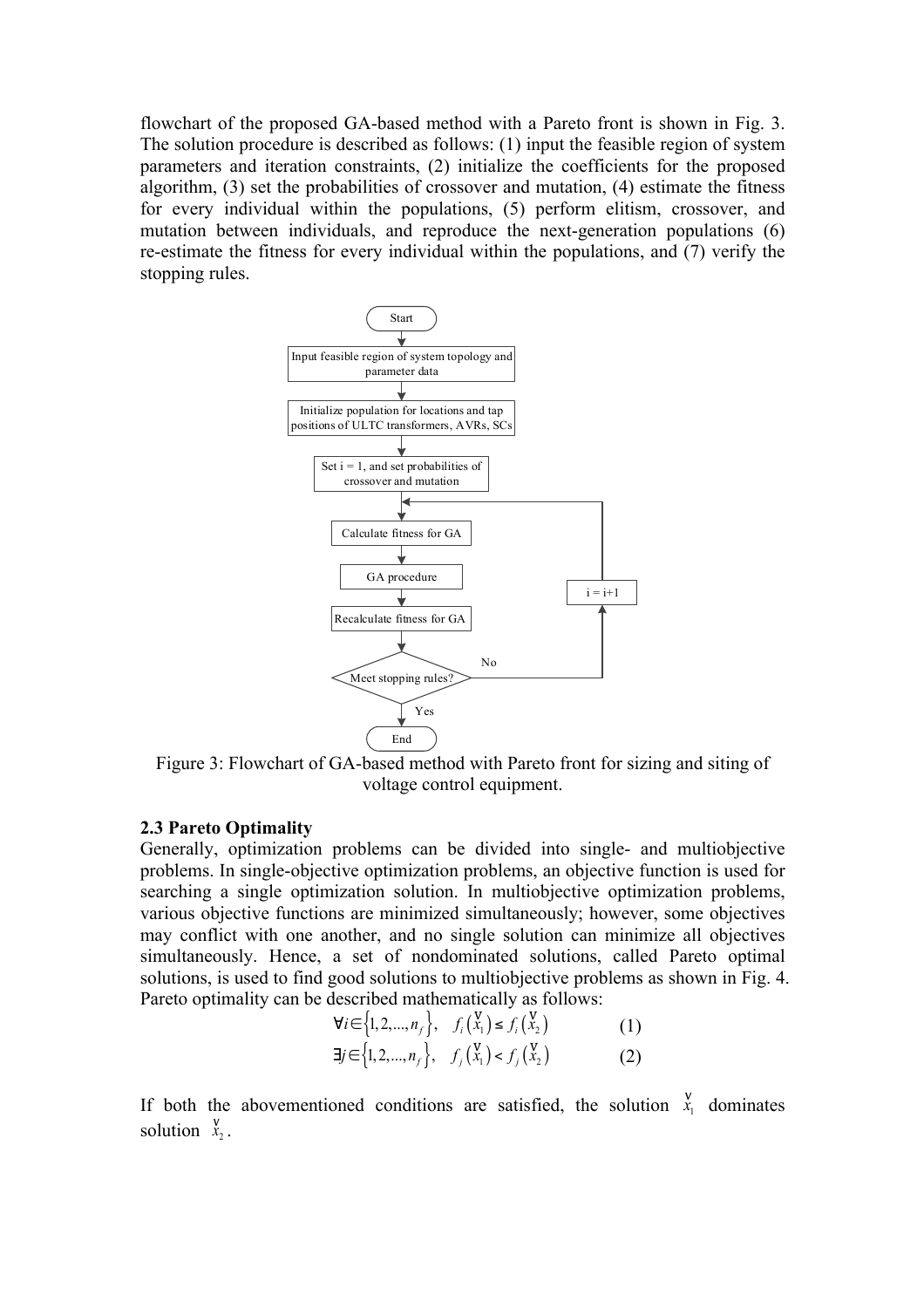flowchart of the proposed GA-based method with a Pareto front is shown in Fig. 3. The solution procedure is described as follows: (1) input the feasible region of system parameters and iteration constraints, (2) initialize the coefficients for the proposed algorithm, (3) set the probabilities of crossover and mutation, (4) estimate the fitness for every individual within the populations, (5) perform elitism, crossover, and mutation between individuals, and reproduce the next-generation populations (6) re-estimate the fitness for every individual within the populations, and (7) verify the stopping rules.

Figure 3: Flowchart of GA-based method with Pareto front for sizing and siting of voltage control equipment.

### 2.3 Pareto Optimality

Generally, optimization problems can be divided into single- and multiobjective problems. In single-objective optimization problems, an objective function is used for searching a single optimization solution. In multiobjective optimization problems, various objective functions are minimized simultaneously; however, some objectives may conflict with one another, and no single solution can minimize all objectives simultaneously. Hence, a set of nondominated solutions, called Pareto optimal solutions, is used to find good solutions to multiobjective problems as shown in Fig. 4. Pareto optimality can be described mathematically as follows:

$$\forall i \in \{1, 2, ..., n_f\}, \quad f_i(\vec{x}_1) \le f_i(\vec{x}_2) \qquad (1)$$

$$\exists j \in \{1, 2, ..., n_f\}, \quad f_j(\vec{x}_1) < f_j(\vec{x}_2) \qquad (2)$$

If both the abovementioned conditions are satisfied, the solution $\vec{x}_1$ dominates solution $\vec{x}_2$.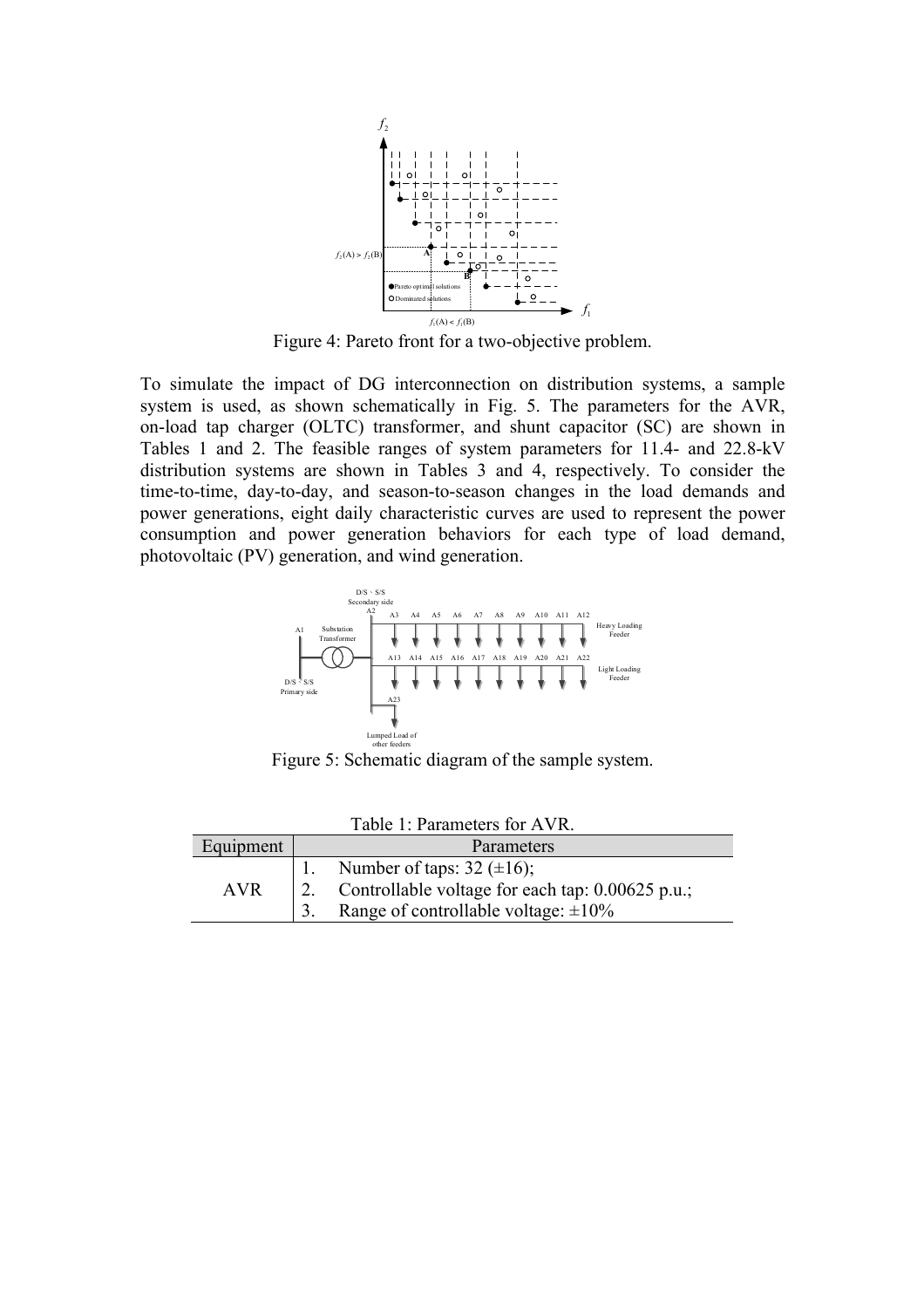Figure 4: Pareto front for a two-objective problem.

To simulate the impact of DG interconnection on distribution systems, a sample system is used, as shown schematically in Fig. 5. The parameters for the AVR, on-load tap charger (OLTC) transformer, and shunt capacitor (SC) are shown in Tables 1 and 2. The feasible ranges of system parameters for 11.4- and 22.8-kV distribution systems are shown in Tables 3 and 4, respectively. To consider the time-to-time, day-to-day, and season-to-season changes in the load demands and power generations, eight daily characteristic curves are used to represent the power consumption and power generation behaviors for each type of load demand, photovoltaic (PV) generation, and wind generation.

Figure 5: Schematic diagram of the sample system.

Table 1: Parameters for AVR.

| Equipment | Parameters |
|---|---|
| AVR | 1. Number of taps: 32 (±16);<br>2. Controllable voltage for each tap: 0.00625 p.u.;<br>3. Range of controllable voltage: ±10% |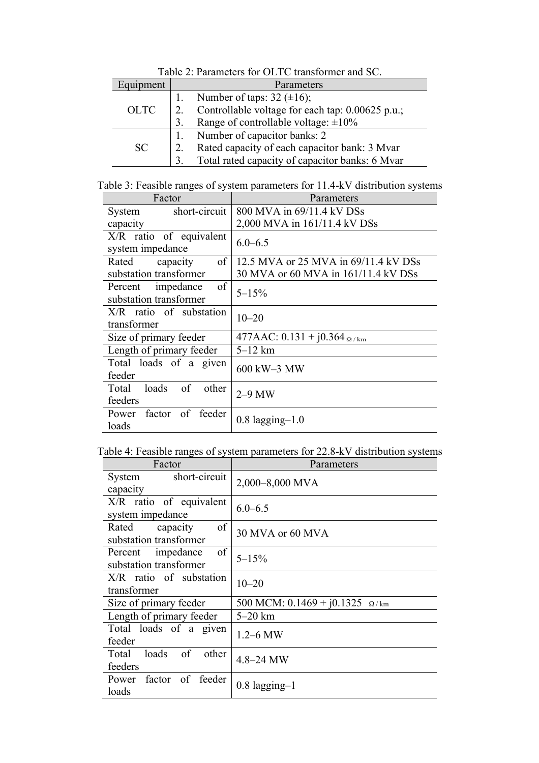Table 2: Parameters for OLTC transformer and SC.

| Equipment | Parameters |
| --- | --- |
| OLTC | 1. Number of taps: 32 (±16);<br>2. Controllable voltage for each tap: 0.00625 p.u.;<br>3. Range of controllable voltage: ±10% |
| SC | 1. Number of capacitor banks: 2<br>2. Rated capacity of each capacitor bank: 3 Mvar<br>3. Total rated capacity of capacitor banks: 6 Mvar |

Table 3: Feasible ranges of system parameters for 11.4-kV distribution systems

| Factor | Parameters |
| --- | --- |
| System short-circuit capacity | 800 MVA in 69/11.4 kV DSs<br>2,000 MVA in 161/11.4 kV DSs |
| X/R ratio of equivalent system impedance | 6.0–6.5 |
| Rated capacity of substation transformer | 12.5 MVA or 25 MVA in 69/11.4 kV DSs<br>30 MVA or 60 MVA in 161/11.4 kV DSs |
| Percent impedance of substation transformer | 5–15% |
| X/R ratio of substation transformer | 10–20 |
| Size of primary feeder | 477AAC: 0.131 + j0.364 $_{\Omega / \mathrm{km}}$ |
| Length of primary feeder | 5–12 km |
| Total loads of a given feeder | 600 kW–3 MW |
| Total loads of other feeders | 2–9 MW |
| Power factor of feeder loads | 0.8 lagging–1.0 |

Table 4: Feasible ranges of system parameters for 22.8-kV distribution systems

| Factor | Parameters |
| --- | --- |
| System short-circuit capacity | 2,000–8,000 MVA |
| X/R ratio of equivalent system impedance | 6.0–6.5 |
| Rated capacity of substation transformer | 30 MVA or 60 MVA |
| Percent impedance of substation transformer | 5–15% |
| X/R ratio of substation transformer | 10–20 |
| Size of primary feeder | 500 MCM: 0.1469 + j0.1325 $_{\Omega / \mathrm{km}}$ |
| Length of primary feeder | 5–20 km |
| Total loads of a given feeder | 1.2–6 MW |
| Total loads of other feeders | 4.8–24 MW |
| Power factor of feeder loads | 0.8 lagging–1 |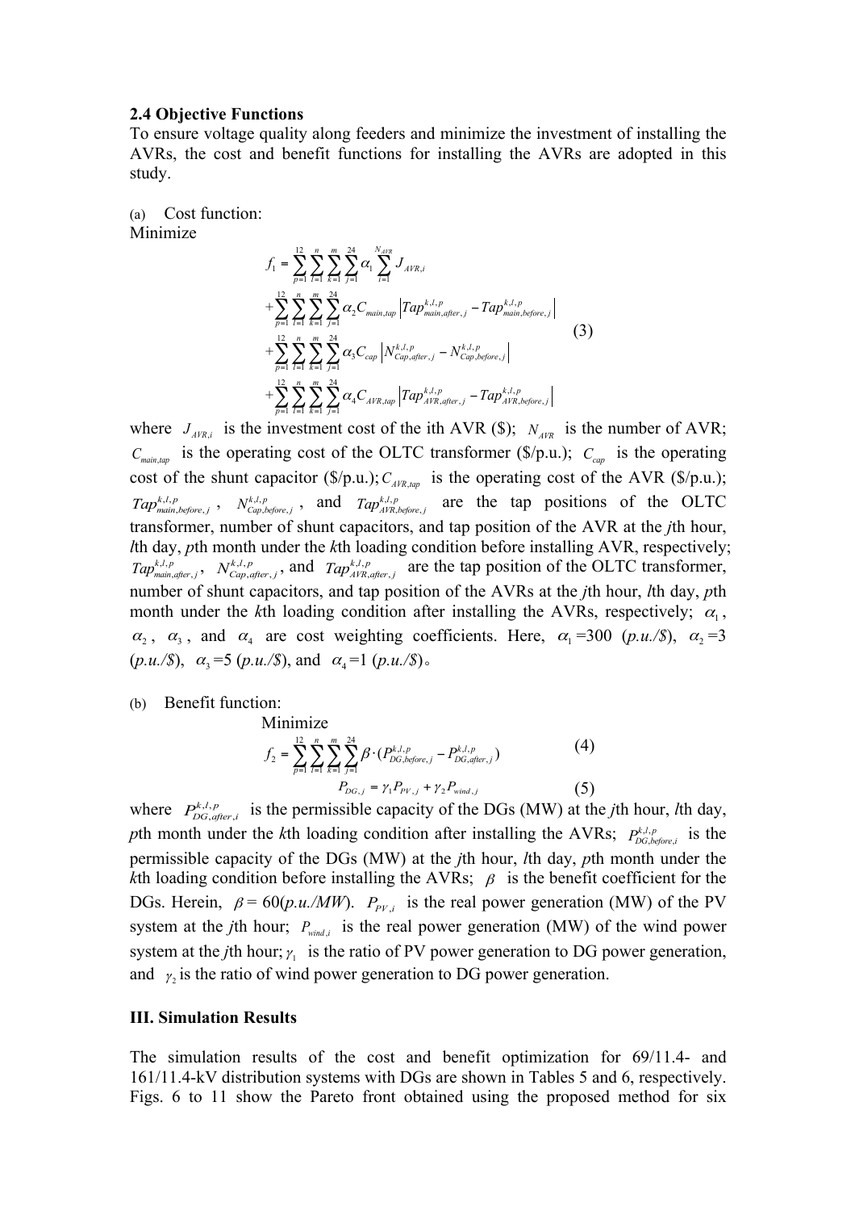**2.4 Objective Functions**

To ensure voltage quality along feeders and minimize the investment of installing the AVRs, the cost and benefit functions for installing the AVRs are adopted in this study.

(a) Cost function:

Minimize

$$
\begin{aligned}
f_1 &= \sum_{p=1}^{12}\sum_{l=1}^{n}\sum_{k=1}^{m}\sum_{j=1}^{24}\alpha_1\sum_{i=1}^{N_{AVR}} J_{AVR,i} \\
&+\sum_{p=1}^{12}\sum_{l=1}^{n}\sum_{k=1}^{m}\sum_{j=1}^{24}\alpha_2 C_{main,tap}\left|Tap_{main,after,j}^{k,l,p}-Tap_{main,before,j}^{k,l,p}\right| \\
&+\sum_{p=1}^{12}\sum_{l=1}^{n}\sum_{k=1}^{m}\sum_{j=1}^{24}\alpha_3 C_{cap}\left|N_{Cap,after,j}^{k,l,p}-N_{Cap,before,j}^{k,l,p}\right| \\
&+\sum_{p=1}^{12}\sum_{l=1}^{n}\sum_{k=1}^{m}\sum_{j=1}^{24}\alpha_4 C_{AVR,tap}\left|Tap_{AVR,after,j}^{k,l,p}-Tap_{AVR,before,j}^{k,l,p}\right|
\end{aligned}
\tag{3}
$$

where $J_{AVR,i}$ is the investment cost of the ith AVR ($); $N_{AVR}$ is the number of AVR; $C_{main,tap}$ is the operating cost of the OLTC transformer ($/p.u.); $C_{cap}$ is the operating cost of the shunt capacitor ($/p.u.); $C_{AVR,tap}$ is the operating cost of the AVR ($/p.u.); $Tap_{main,before,j}^{k,l,p}$, $N_{Cap,before,j}^{k,l,p}$, and $Tap_{AVR,before,j}^{k,l,p}$ are the tap positions of the OLTC transformer, number of shunt capacitors, and tap position of the AVR at the *j*th hour, *l*th day, *p*th month under the *k*th loading condition before installing AVR, respectively; $Tap_{main,after,j}^{k,l,p}$, $N_{Cap,after,j}^{k,l,p}$, and $Tap_{AVR,after,j}^{k,l,p}$ are the tap position of the OLTC transformer, number of shunt capacitors, and tap position of the AVRs at the *j*th hour, *l*th day, *p*th month under the *k*th loading condition after installing the AVRs, respectively; $\alpha_1$, $\alpha_2$, $\alpha_3$, and $\alpha_4$ are cost weighting coefficients. Here, $\alpha_1$ =300 (*p.u./$*), $\alpha_2$ =3 (*p.u./$*), $\alpha_3$ =5 (*p.u./$*), and $\alpha_4$ =1 (*p.u./$*)。

(b) Benefit function:

Minimize

$$
f_2 = \sum_{p=1}^{12}\sum_{l=1}^{n}\sum_{k=1}^{m}\sum_{j=1}^{24}\beta\cdot\left(P_{DG,before,j}^{k,l,p}-P_{DG,after,j}^{k,l,p}\right) \tag{4}
$$

$$
P_{DG,j} = \gamma_1 P_{PV,j} + \gamma_2 P_{wind,j} \tag{5}
$$

where $P_{DG,after,i}^{k,l,p}$ is the permissible capacity of the DGs (MW) at the *j*th hour, *l*th day, *p*th month under the *k*th loading condition after installing the AVRs; $P_{DG,before,i}^{k,l,p}$ is the permissible capacity of the DGs (MW) at the *j*th hour, *l*th day, *p*th month under the *k*th loading condition before installing the AVRs; $\beta$ is the benefit coefficient for the DGs. Herein, $\beta$ = 60(*p.u./MW*). $P_{PV,i}$ is the real power generation (MW) of the PV system at the *j*th hour; $P_{wind,i}$ is the real power generation (MW) of the wind power system at the *j*th hour; $\gamma_1$ is the ratio of PV power generation to DG power generation, and $\gamma_2$ is the ratio of wind power generation to DG power generation.

**III. Simulation Results**

The simulation results of the cost and benefit optimization for 69/11.4- and 161/11.4-kV distribution systems with DGs are shown in Tables 5 and 6, respectively. Figs. 6 to 11 show the Pareto front obtained using the proposed method for six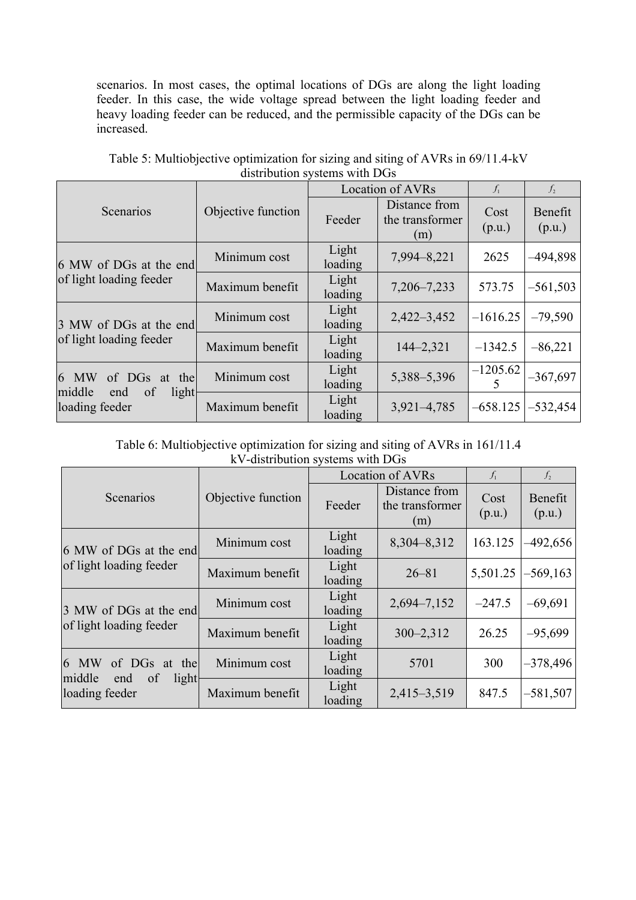scenarios. In most cases, the optimal locations of DGs are along the light loading feeder. In this case, the wide voltage spread between the light loading feeder and heavy loading feeder can be reduced, and the permissible capacity of the DGs can be increased.

Table 5: Multiobjective optimization for sizing and siting of AVRs in 69/11.4-kV distribution systems with DGs

| Scenarios | Objective function | Location of AVRs | | $f_1$ | $f_2$ |
|---|---|---|---|---|---|
| | | Feeder | Distance from the transformer (m) | Cost (p.u.) | Benefit (p.u.) |
| 6 MW of DGs at the end of light loading feeder | Minimum cost | Light loading | 7,994–8,221 | 2625 | –494,898 |
| | Maximum benefit | Light loading | 7,206–7,233 | 573.75 | –561,503 |
| 3 MW of DGs at the end of light loading feeder | Minimum cost | Light loading | 2,422–3,452 | –1616.25 | –79,590 |
| | Maximum benefit | Light loading | 144–2,321 | –1342.5 | –86,221 |
| 6 MW of DGs at the middle end of light loading feeder | Minimum cost | Light loading | 5,388–5,396 | –1205.625 | –367,697 |
| | Maximum benefit | Light loading | 3,921–4,785 | –658.125 | –532,454 |

Table 6: Multiobjective optimization for sizing and siting of AVRs in 161/11.4 kV-distribution systems with DGs

| Scenarios | Objective function | Location of AVRs | | $f_1$ | $f_2$ |
|---|---|---|---|---|---|
| | | Feeder | Distance from the transformer (m) | Cost (p.u.) | Benefit (p.u.) |
| 6 MW of DGs at the end of light loading feeder | Minimum cost | Light loading | 8,304–8,312 | 163.125 | –492,656 |
| | Maximum benefit | Light loading | 26–81 | 5,501.25 | –569,163 |
| 3 MW of DGs at the end of light loading feeder | Minimum cost | Light loading | 2,694–7,152 | –247.5 | –69,691 |
| | Maximum benefit | Light loading | 300–2,312 | 26.25 | –95,699 |
| 6 MW of DGs at the middle end of light loading feeder | Minimum cost | Light loading | 5701 | 300 | –378,496 |
| | Maximum benefit | Light loading | 2,415–3,519 | 847.5 | –581,507 |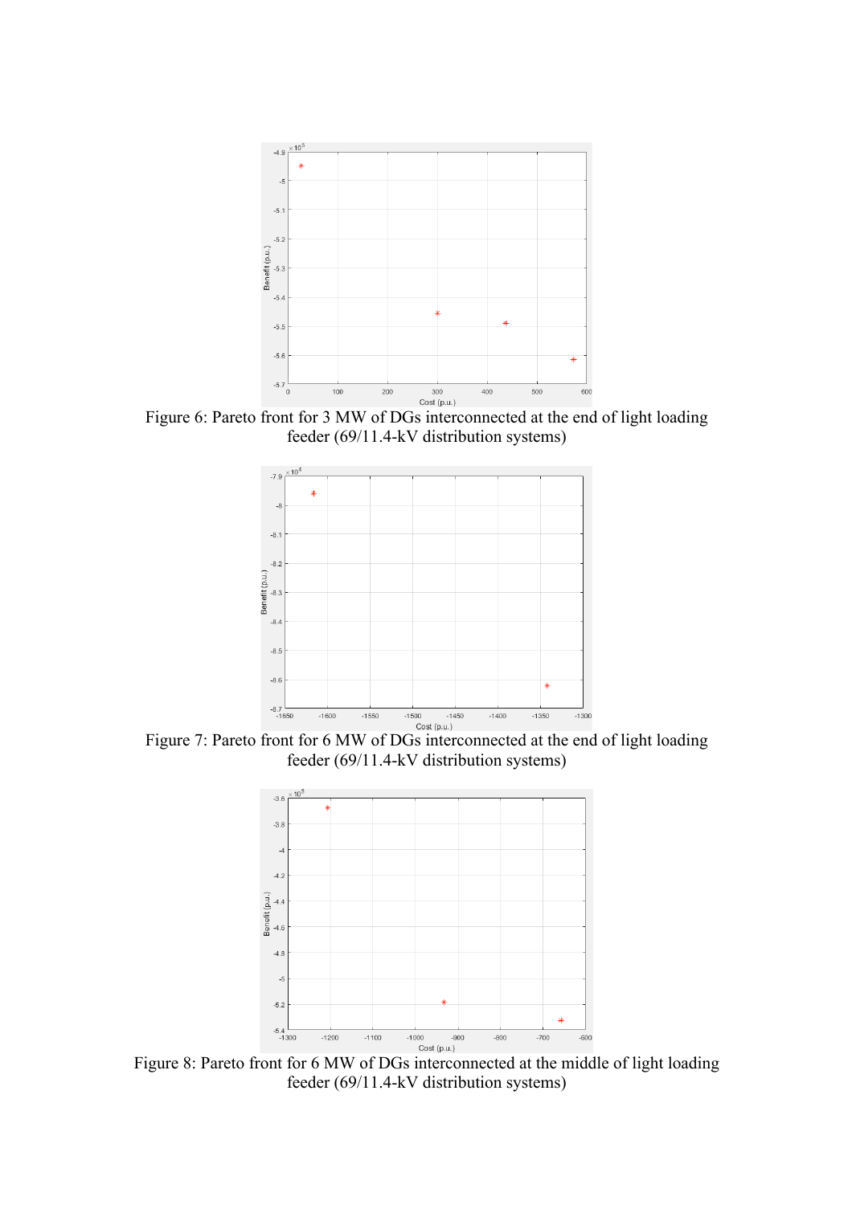Figure 6: Pareto front for 3 MW of DGs interconnected at the end of light loading feeder (69/11.4-kV distribution systems)

Figure 7: Pareto front for 6 MW of DGs interconnected at the end of light loading feeder (69/11.4-kV distribution systems)

Figure 8: Pareto front for 6 MW of DGs interconnected at the middle of light loading feeder (69/11.4-kV distribution systems)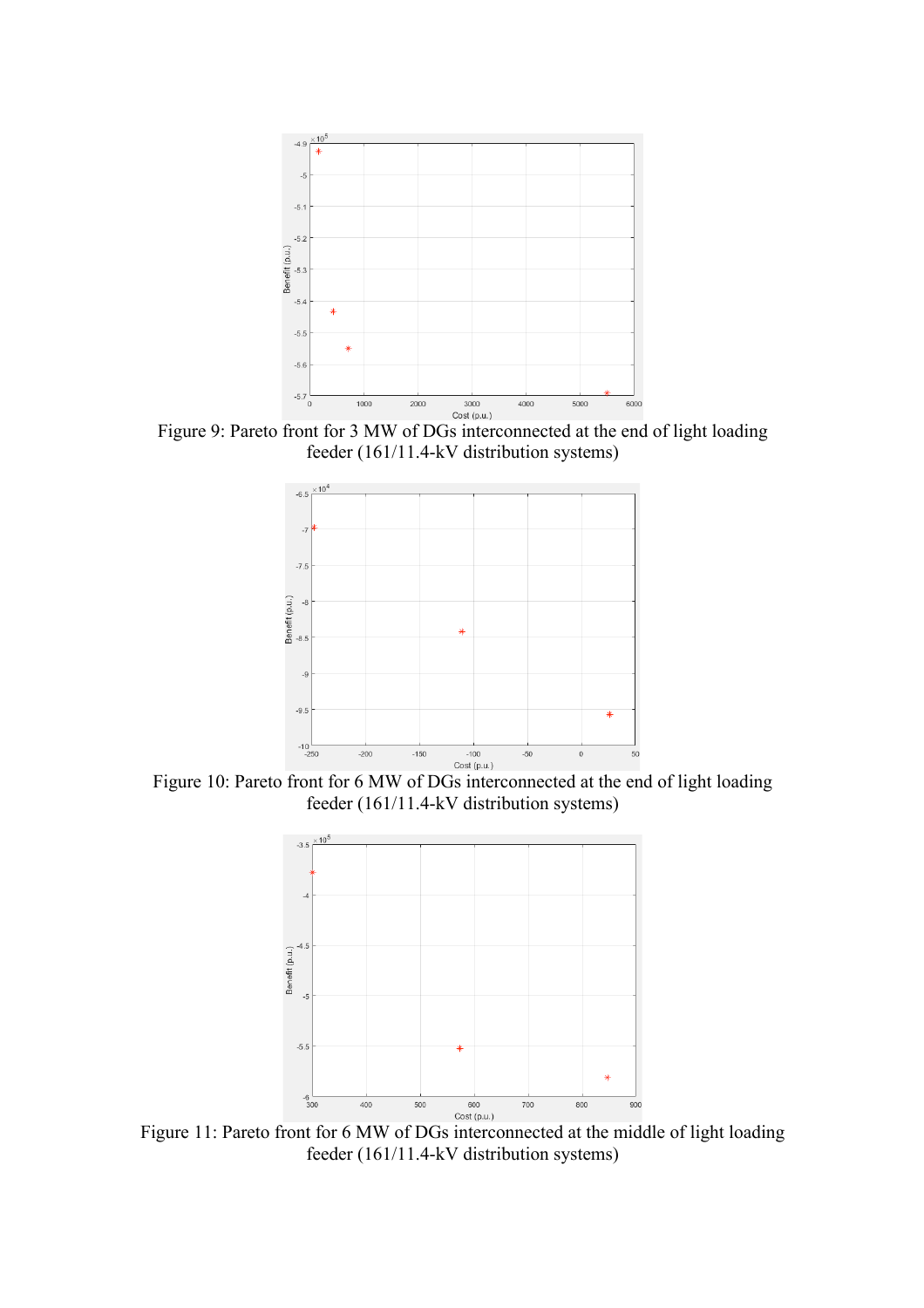Figure 9: Pareto front for 3 MW of DGs interconnected at the end of light loading feeder (161/11.4-kV distribution systems)

Figure 10: Pareto front for 6 MW of DGs interconnected at the end of light loading feeder (161/11.4-kV distribution systems)

Figure 11: Pareto front for 6 MW of DGs interconnected at the middle of light loading feeder (161/11.4-kV distribution systems)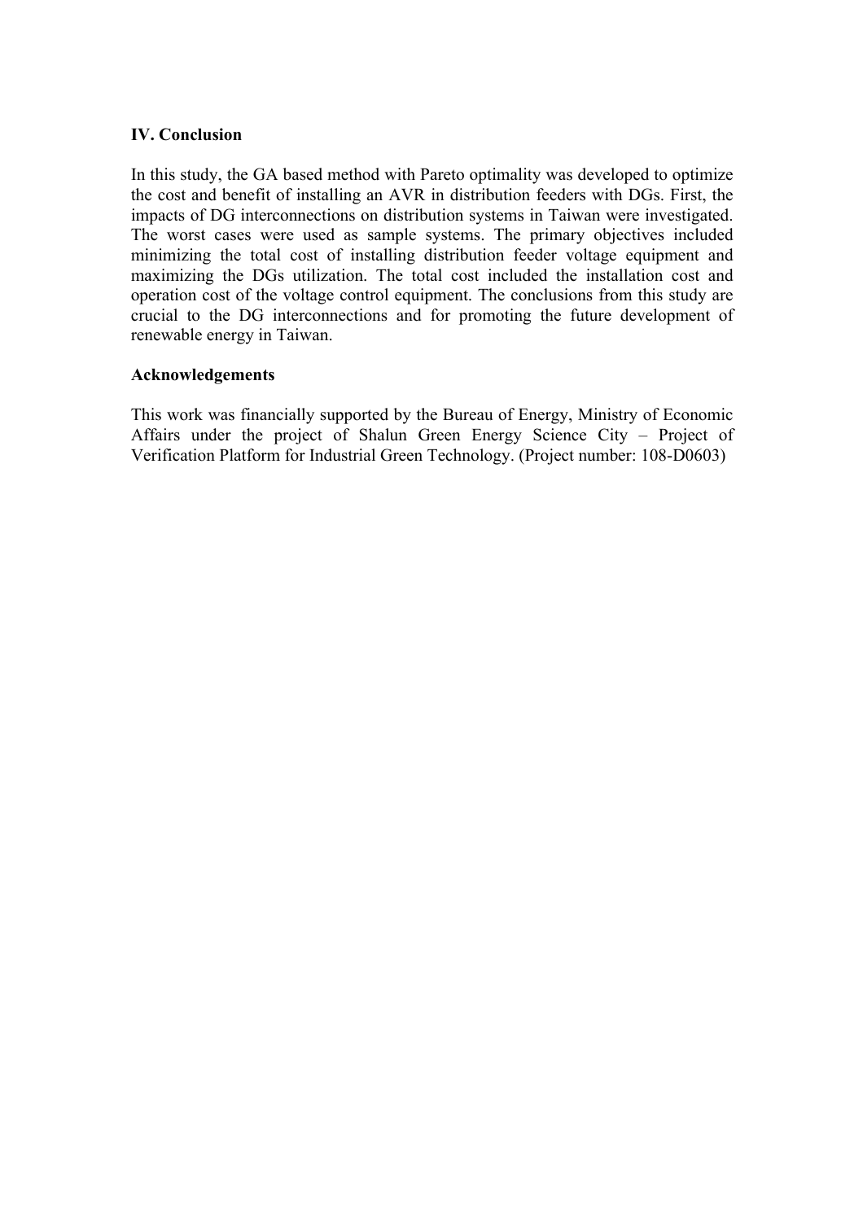## IV. Conclusion

In this study, the GA based method with Pareto optimality was developed to optimize the cost and benefit of installing an AVR in distribution feeders with DGs. First, the impacts of DG interconnections on distribution systems in Taiwan were investigated. The worst cases were used as sample systems. The primary objectives included minimizing the total cost of installing distribution feeder voltage equipment and maximizing the DGs utilization. The total cost included the installation cost and operation cost of the voltage control equipment. The conclusions from this study are crucial to the DG interconnections and for promoting the future development of renewable energy in Taiwan.

## Acknowledgements

This work was financially supported by the Bureau of Energy, Ministry of Economic Affairs under the project of Shalun Green Energy Science City – Project of Verification Platform for Industrial Green Technology. (Project number: 108-D0603)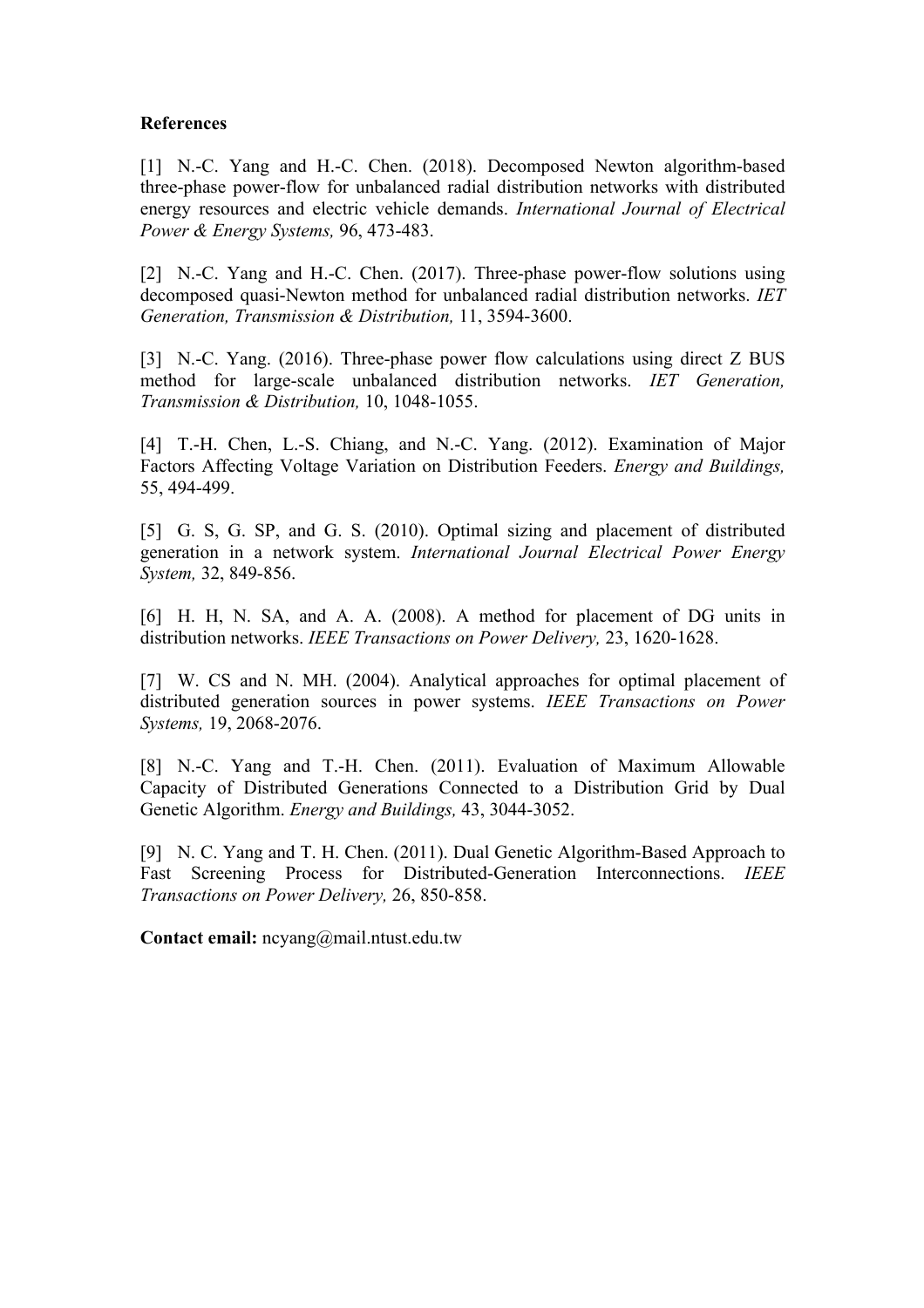**References**

[1] N.-C. Yang and H.-C. Chen. (2018). Decomposed Newton algorithm-based three-phase power-flow for unbalanced radial distribution networks with distributed energy resources and electric vehicle demands. *International Journal of Electrical Power & Energy Systems,* 96, 473-483.

[2] N.-C. Yang and H.-C. Chen. (2017). Three-phase power-flow solutions using decomposed quasi-Newton method for unbalanced radial distribution networks. *IET Generation, Transmission & Distribution,* 11, 3594-3600.

[3] N.-C. Yang. (2016). Three-phase power flow calculations using direct Z BUS method for large-scale unbalanced distribution networks. *IET Generation, Transmission & Distribution,* 10, 1048-1055.

[4] T.-H. Chen, L.-S. Chiang, and N.-C. Yang. (2012). Examination of Major Factors Affecting Voltage Variation on Distribution Feeders. *Energy and Buildings,* 55, 494-499.

[5] G. S, G. SP, and G. S. (2010). Optimal sizing and placement of distributed generation in a network system. *International Journal Electrical Power Energy System,* 32, 849-856.

[6] H. H, N. SA, and A. A. (2008). A method for placement of DG units in distribution networks. *IEEE Transactions on Power Delivery,* 23, 1620-1628.

[7] W. CS and N. MH. (2004). Analytical approaches for optimal placement of distributed generation sources in power systems. *IEEE Transactions on Power Systems,* 19, 2068-2076.

[8] N.-C. Yang and T.-H. Chen. (2011). Evaluation of Maximum Allowable Capacity of Distributed Generations Connected to a Distribution Grid by Dual Genetic Algorithm. *Energy and Buildings,* 43, 3044-3052.

[9] N. C. Yang and T. H. Chen. (2011). Dual Genetic Algorithm-Based Approach to Fast Screening Process for Distributed-Generation Interconnections. *IEEE Transactions on Power Delivery,* 26, 850-858.

**Contact email:** ncyang@mail.ntust.edu.tw